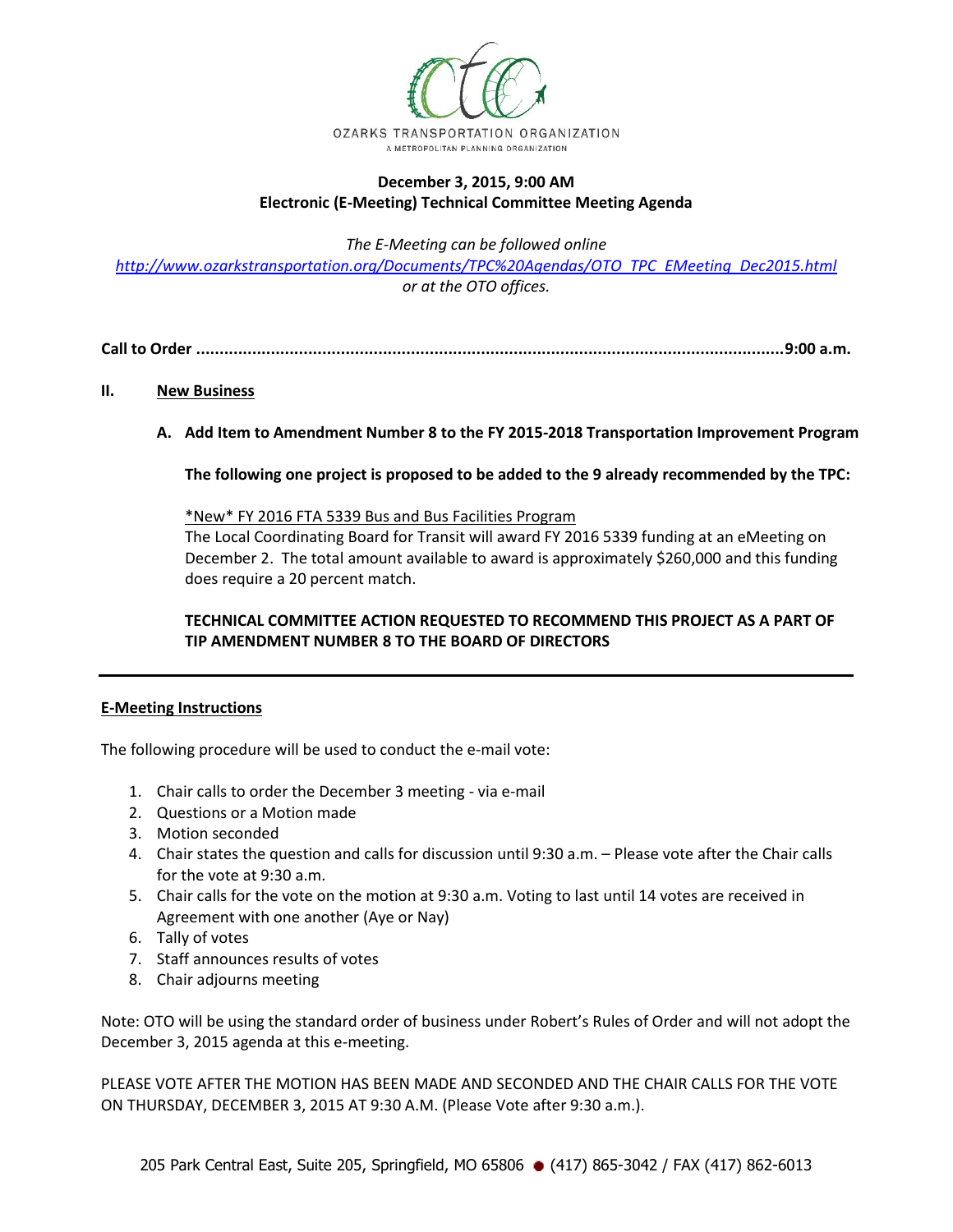OZARKS TRANSPORTATION ORGANIZATION

A METROPOLITAN PLANNING ORGANIZATION

**December 3, 2015, 9:00 AM**
**Electronic (E-Meeting) Technical Committee Meeting Agenda**

*The E-Meeting can be followed online*
*http://www.ozarkstransportation.org/Documents/TPC%20Agendas/OTO_TPC_EMeeting_Dec2015.html*
*or at the OTO offices.*

**Call to Order ..........................................................................................................................9:00 a.m.**

**II. New Business**

**A. Add Item to Amendment Number 8 to the FY 2015-2018 Transportation Improvement Program**

**The following one project is proposed to be added to the 9 already recommended by the TPC:**

*New* FY 2016 FTA 5339 Bus and Bus Facilities Program
The Local Coordinating Board for Transit will award FY 2016 5339 funding at an eMeeting on December 2. The total amount available to award is approximately $260,000 and this funding does require a 20 percent match.

**TECHNICAL COMMITTEE ACTION REQUESTED TO RECOMMEND THIS PROJECT AS A PART OF TIP AMENDMENT NUMBER 8 TO THE BOARD OF DIRECTORS**

---

**E-Meeting Instructions**

The following procedure will be used to conduct the e-mail vote:

1. Chair calls to order the December 3 meeting - via e-mail
2. Questions or a Motion made
3. Motion seconded
4. Chair states the question and calls for discussion until 9:30 a.m. – Please vote after the Chair calls for the vote at 9:30 a.m.
5. Chair calls for the vote on the motion at 9:30 a.m. Voting to last until 14 votes are received in Agreement with one another (Aye or Nay)
6. Tally of votes
7. Staff announces results of votes
8. Chair adjourns meeting

Note: OTO will be using the standard order of business under Robert's Rules of Order and will not adopt the December 3, 2015 agenda at this e-meeting.

PLEASE VOTE AFTER THE MOTION HAS BEEN MADE AND SECONDED AND THE CHAIR CALLS FOR THE VOTE ON THURSDAY, DECEMBER 3, 2015 AT 9:30 A.M. (Please Vote after 9:30 a.m.).

205 Park Central East, Suite 205, Springfield, MO 65806 ● (417) 865-3042 / FAX (417) 862-6013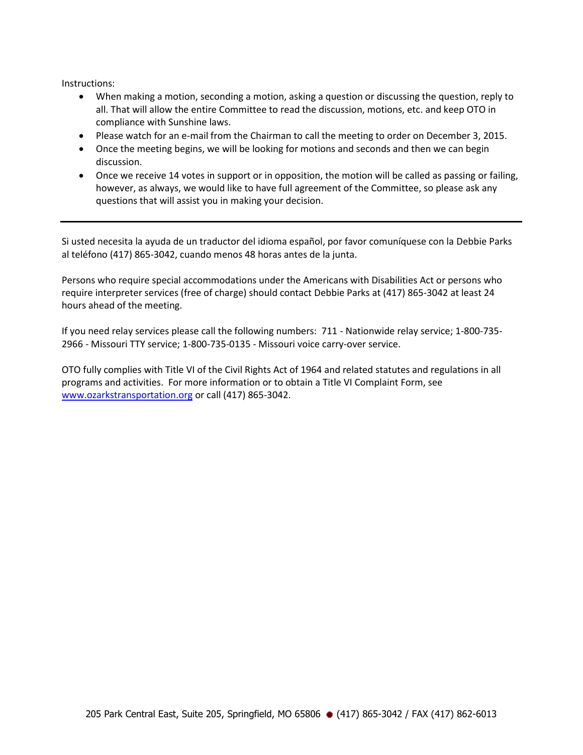Instructions:

- When making a motion, seconding a motion, asking a question or discussing the question, reply to all. That will allow the entire Committee to read the discussion, motions, etc. and keep OTO in compliance with Sunshine laws.
- Please watch for an e-mail from the Chairman to call the meeting to order on December 3, 2015.
- Once the meeting begins, we will be looking for motions and seconds and then we can begin discussion.
- Once we receive 14 votes in support or in opposition, the motion will be called as passing or failing, however, as always, we would like to have full agreement of the Committee, so please ask any questions that will assist you in making your decision.

---

Si usted necesita la ayuda de un traductor del idioma español, por favor comuníquese con la Debbie Parks al teléfono (417) 865-3042, cuando menos 48 horas antes de la junta.

Persons who require special accommodations under the Americans with Disabilities Act or persons who require interpreter services (free of charge) should contact Debbie Parks at (417) 865-3042 at least 24 hours ahead of the meeting.

If you need relay services please call the following numbers: 711 - Nationwide relay service; 1-800-735-2966 - Missouri TTY service; 1-800-735-0135 - Missouri voice carry-over service.

OTO fully complies with Title VI of the Civil Rights Act of 1964 and related statutes and regulations in all programs and activities. For more information or to obtain a Title VI Complaint Form, see www.ozarkstransportation.org or call (417) 865-3042.

205 Park Central East, Suite 205, Springfield, MO 65806 ● (417) 865-3042 / FAX (417) 862-6013